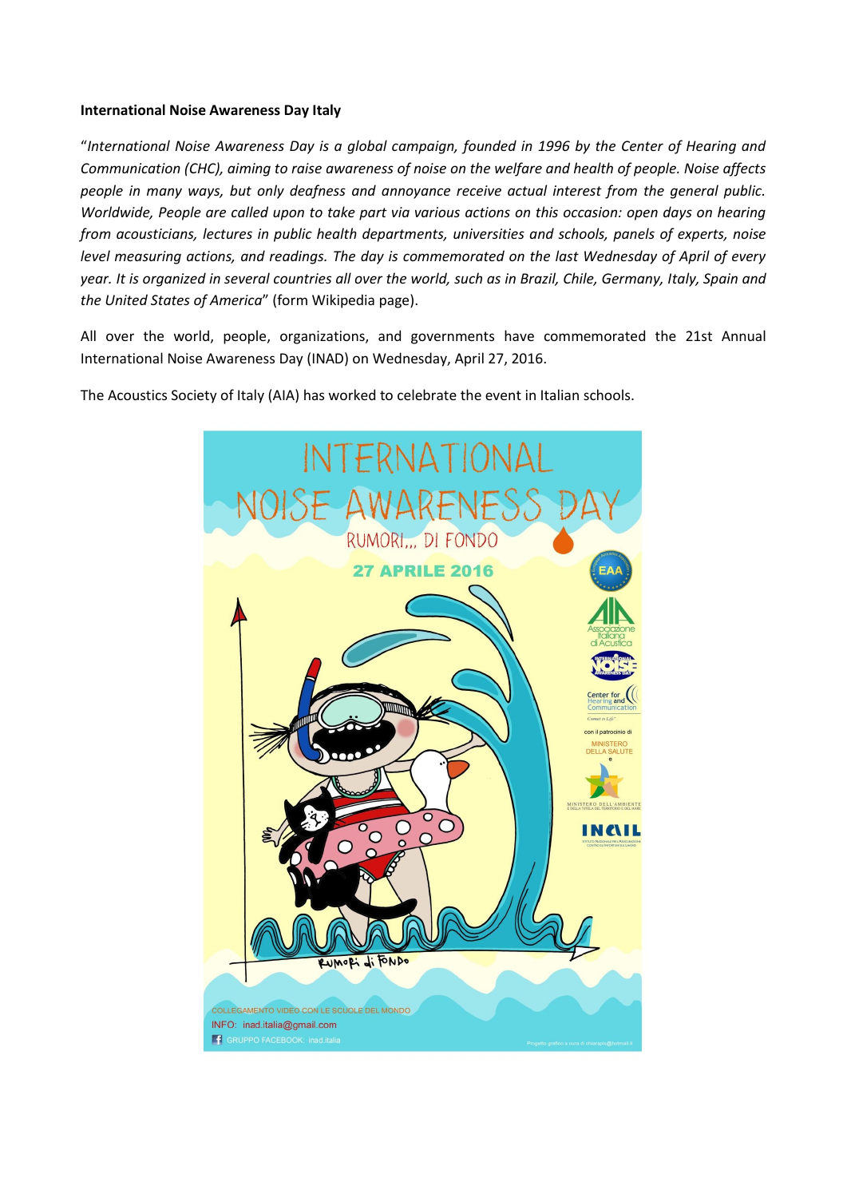**International Noise Awareness Day Italy**

"*International Noise Awareness Day is a global campaign, founded in 1996 by the Center of Hearing and Communication (CHC), aiming to raise awareness of noise on the welfare and health of people. Noise affects people in many ways, but only deafness and annoyance receive actual interest from the general public. Worldwide, People are called upon to take part via various actions on this occasion: open days on hearing from acousticians, lectures in public health departments, universities and schools, panels of experts, noise level measuring actions, and readings. The day is commemorated on the last Wednesday of April of every year. It is organized in several countries all over the world, such as in Brazil, Chile, Germany, Italy, Spain and the United States of America*" (form Wikipedia page).

All over the world, people, organizations, and governments have commemorated the 21st Annual International Noise Awareness Day (INAD) on Wednesday, April 27, 2016.

The Acoustics Society of Italy (AIA) has worked to celebrate the event in Italian schools.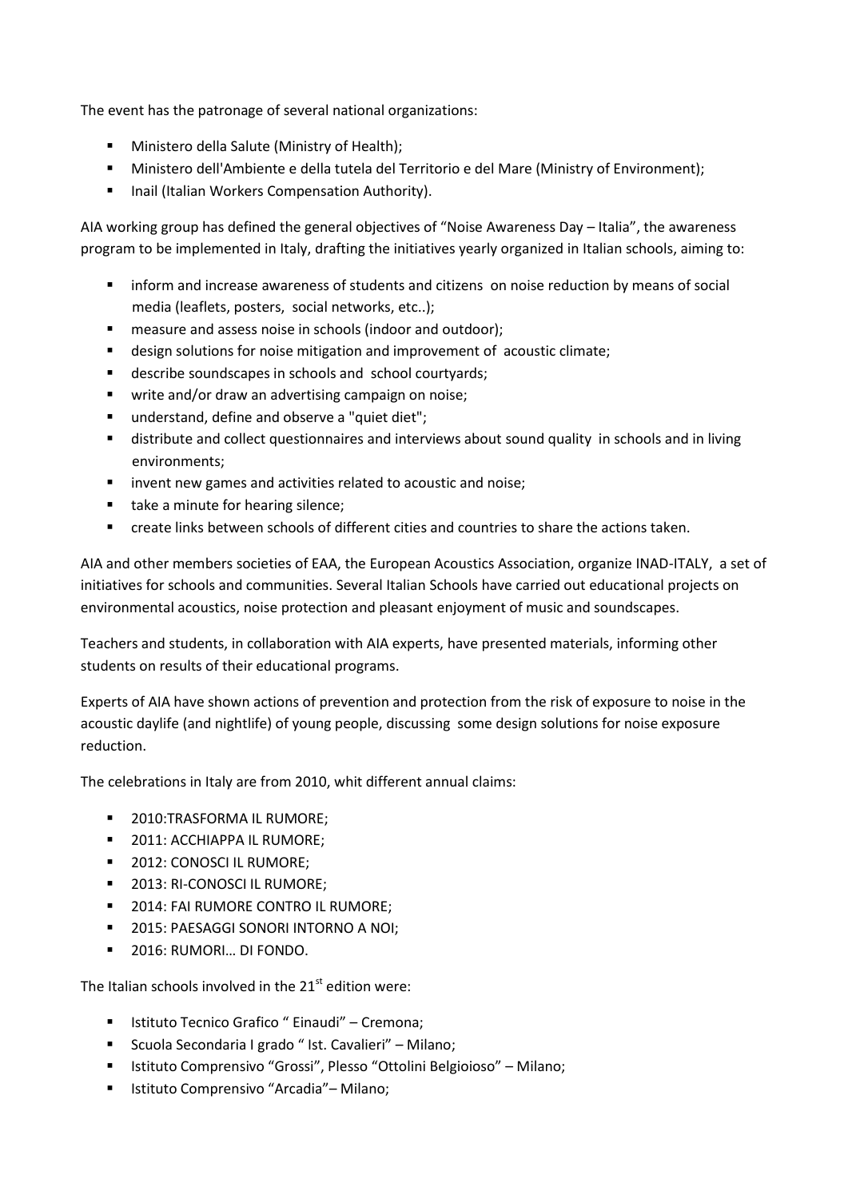The event has the patronage of several national organizations:

- Ministero della Salute (Ministry of Health);
- Ministero dell'Ambiente e della tutela del Territorio e del Mare (Ministry of Environment);
- Inail (Italian Workers Compensation Authority).

AIA working group has defined the general objectives of "Noise Awareness Day – Italia", the awareness program to be implemented in Italy, drafting the initiatives yearly organized in Italian schools, aiming to:

- inform and increase awareness of students and citizens on noise reduction by means of social media (leaflets, posters, social networks, etc..);
- measure and assess noise in schools (indoor and outdoor);
- design solutions for noise mitigation and improvement of acoustic climate;
- describe soundscapes in schools and school courtyards;
- write and/or draw an advertising campaign on noise;
- understand, define and observe a "quiet diet";
- distribute and collect questionnaires and interviews about sound quality in schools and in living environments;
- invent new games and activities related to acoustic and noise;
- take a minute for hearing silence;
- create links between schools of different cities and countries to share the actions taken.

AIA and other members societies of EAA, the European Acoustics Association, organize INAD-ITALY, a set of initiatives for schools and communities. Several Italian Schools have carried out educational projects on environmental acoustics, noise protection and pleasant enjoyment of music and soundscapes.

Teachers and students, in collaboration with AIA experts, have presented materials, informing other students on results of their educational programs.

Experts of AIA have shown actions of prevention and protection from the risk of exposure to noise in the acoustic daylife (and nightlife) of young people, discussing some design solutions for noise exposure reduction.

The celebrations in Italy are from 2010, whit different annual claims:

- 2010:TRASFORMA IL RUMORE;
- 2011: ACCHIAPPA IL RUMORE;
- 2012: CONOSCI IL RUMORE;
- 2013: RI-CONOSCI IL RUMORE;
- 2014: FAI RUMORE CONTRO IL RUMORE;
- 2015: PAESAGGI SONORI INTORNO A NOI;
- 2016: RUMORI… DI FONDO.

The Italian schools involved in the 21st edition were:

- Istituto Tecnico Grafico " Einaudi" – Cremona;
- Scuola Secondaria I grado " Ist. Cavalieri" – Milano;
- Istituto Comprensivo "Grossi", Plesso "Ottolini Belgioioso" – Milano;
- Istituto Comprensivo "Arcadia"– Milano;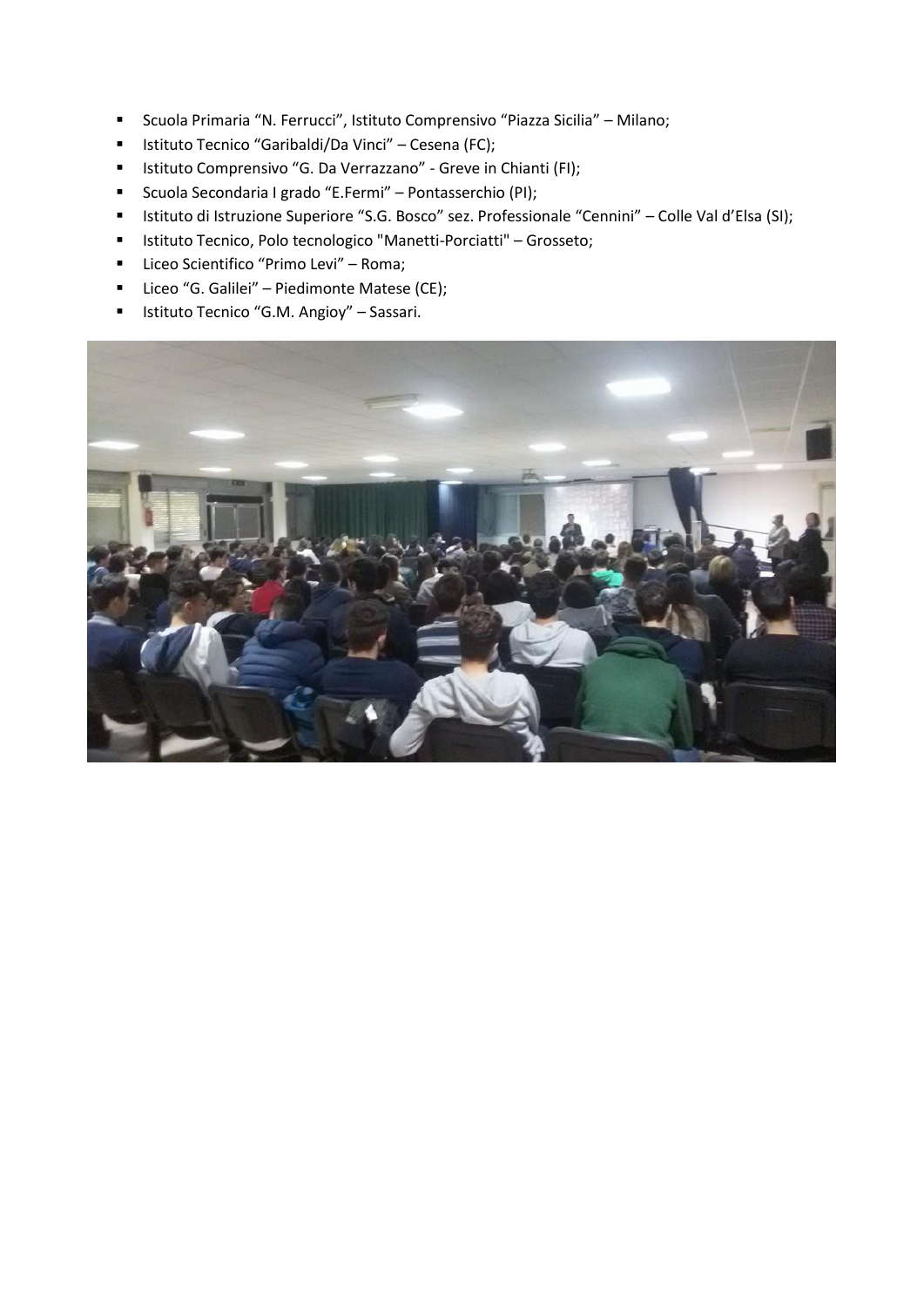- Scuola Primaria “N. Ferrucci”, Istituto Comprensivo “Piazza Sicilia” – Milano;
- Istituto Tecnico “Garibaldi/Da Vinci” – Cesena (FC);
- Istituto Comprensivo “G. Da Verrazzano” - Greve in Chianti (FI);
- Scuola Secondaria I grado “E.Fermi” – Pontasserchio (PI);
- Istituto di Istruzione Superiore “S.G. Bosco” sez. Professionale “Cennini” – Colle Val d’Elsa (SI);
- Istituto Tecnico, Polo tecnologico "Manetti-Porciatti" – Grosseto;
- Liceo Scientifico “Primo Levi” – Roma;
- Liceo “G. Galilei” – Piedimonte Matese (CE);
- Istituto Tecnico “G.M. Angioy” – Sassari.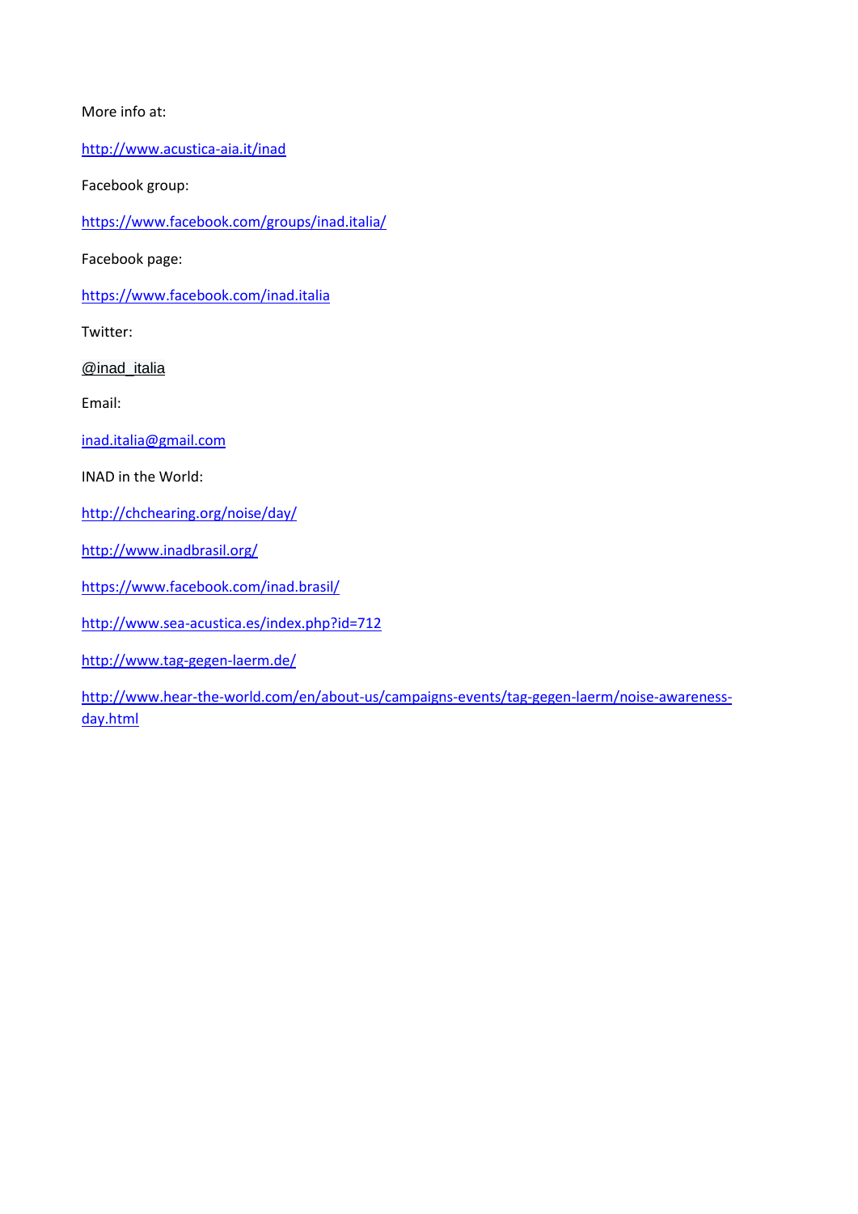More info at:

http://www.acustica-aia.it/inad

Facebook group:

https://www.facebook.com/groups/inad.italia/

Facebook page:

https://www.facebook.com/inad.italia

Twitter:

@inad_italia

Email:

inad.italia@gmail.com

INAD in the World:

http://chchearing.org/noise/day/

http://www.inadbrasil.org/

https://www.facebook.com/inad.brasil/

http://www.sea-acustica.es/index.php?id=712

http://www.tag-gegen-laerm.de/

http://www.hear-the-world.com/en/about-us/campaigns-events/tag-gegen-laerm/noise-awareness-day.html